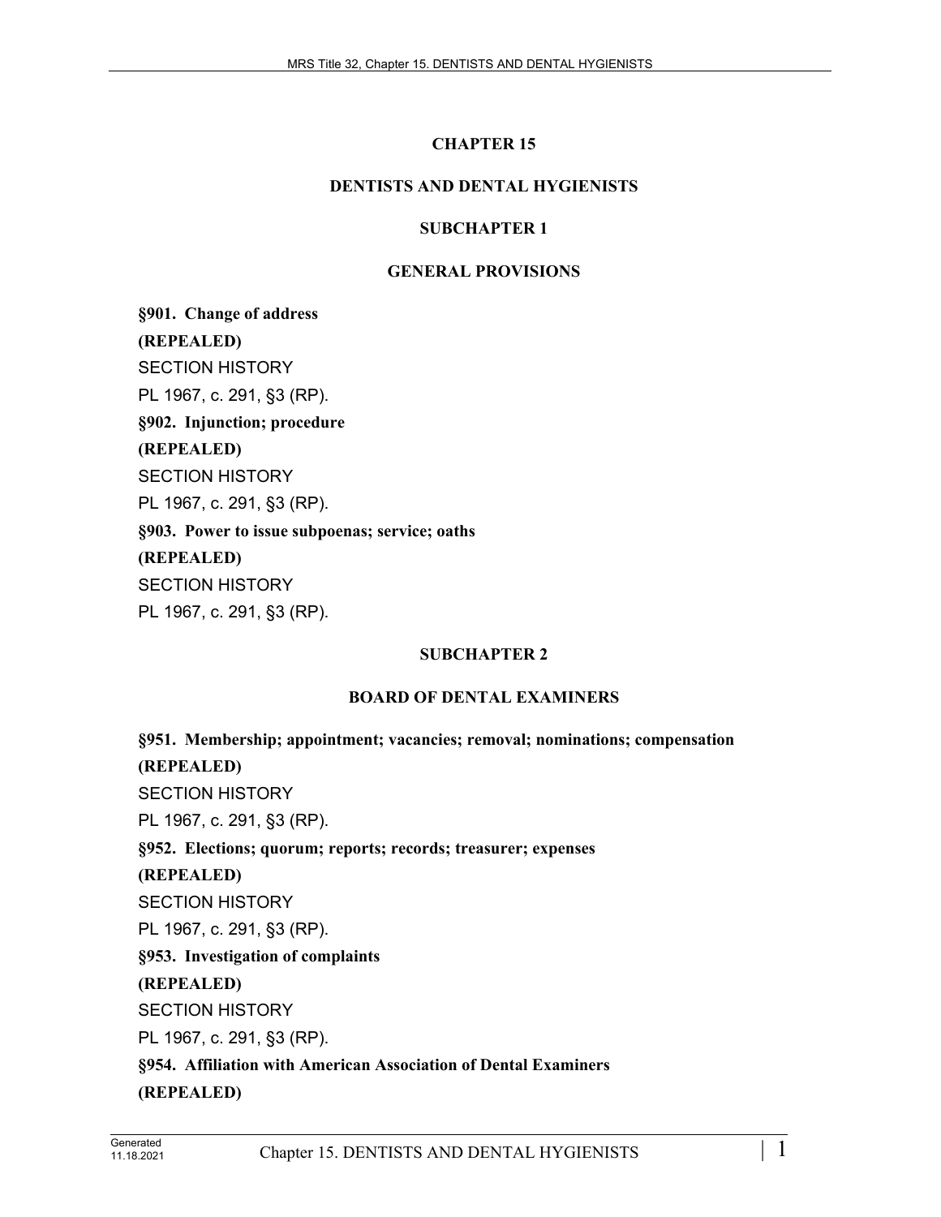# CHAPTER 15

# DENTISTS AND DENTAL HYGIENISTS

## SUBCHAPTER 1

## GENERAL PROVISIONS

**§901. Change of address**

**(REPEALED)**

SECTION HISTORY

PL 1967, c. 291, §3 (RP).

**§902. Injunction; procedure**

**(REPEALED)**

SECTION HISTORY

PL 1967, c. 291, §3 (RP).

**§903. Power to issue subpoenas; service; oaths**

**(REPEALED)**

SECTION HISTORY

PL 1967, c. 291, §3 (RP).

## SUBCHAPTER 2

## BOARD OF DENTAL EXAMINERS

**§951. Membership; appointment; vacancies; removal; nominations; compensation**

**(REPEALED)**

SECTION HISTORY

PL 1967, c. 291, §3 (RP).

**§952. Elections; quorum; reports; records; treasurer; expenses**

**(REPEALED)**

SECTION HISTORY

PL 1967, c. 291, §3 (RP).

**§953. Investigation of complaints**

**(REPEALED)**

SECTION HISTORY

PL 1967, c. 291, §3 (RP).

**§954. Affiliation with American Association of Dental Examiners**

**(REPEALED)**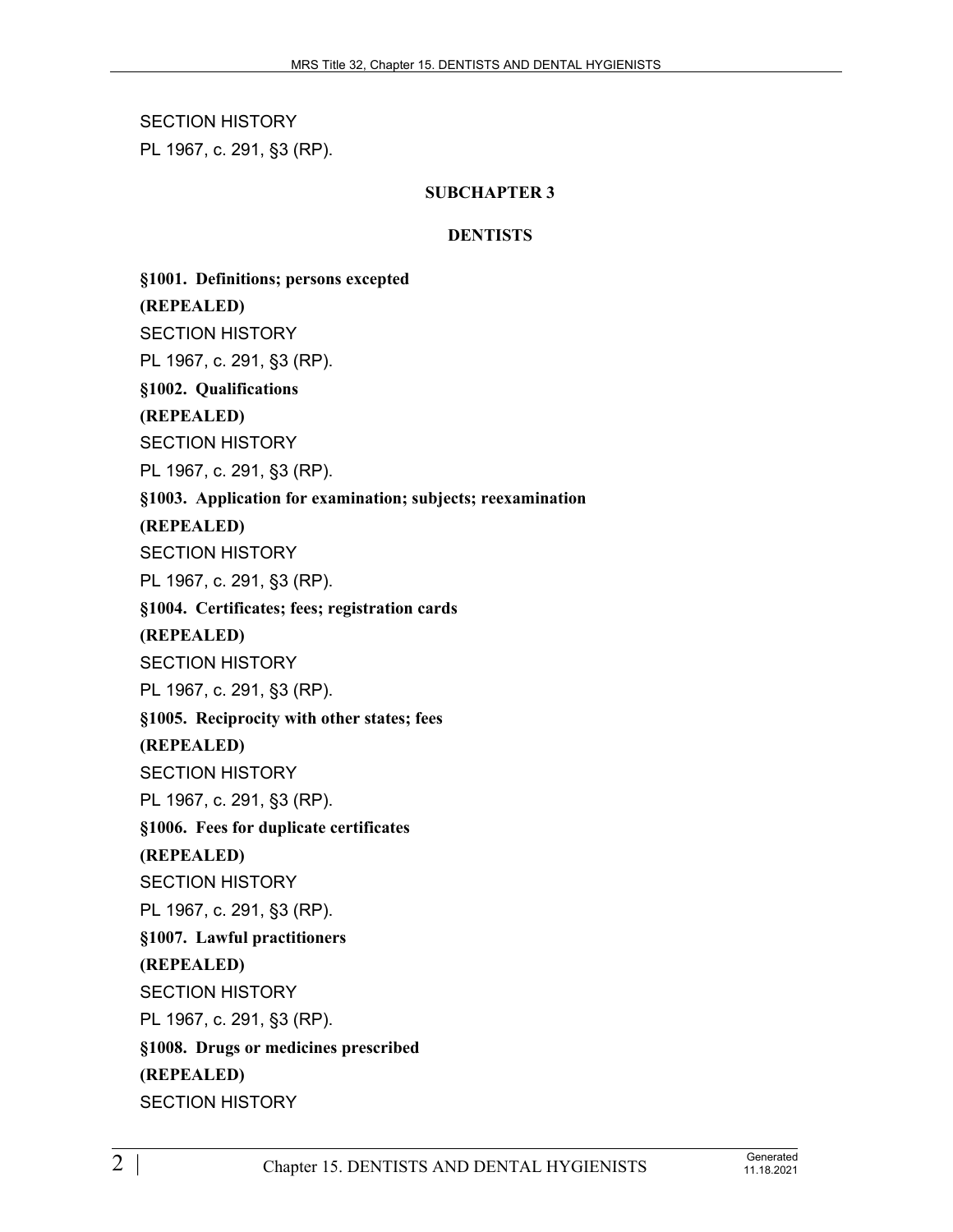SECTION HISTORY

PL 1967, c. 291, §3 (RP).

## SUBCHAPTER 3

## DENTISTS

**§1001. Definitions; persons excepted**

**(REPEALED)**

SECTION HISTORY

PL 1967, c. 291, §3 (RP).

**§1002. Qualifications**

**(REPEALED)**

SECTION HISTORY

PL 1967, c. 291, §3 (RP).

**§1003. Application for examination; subjects; reexamination**

**(REPEALED)**

SECTION HISTORY

PL 1967, c. 291, §3 (RP).

**§1004. Certificates; fees; registration cards**

**(REPEALED)**

SECTION HISTORY

PL 1967, c. 291, §3 (RP).

**§1005. Reciprocity with other states; fees**

**(REPEALED)**

SECTION HISTORY

PL 1967, c. 291, §3 (RP).

**§1006. Fees for duplicate certificates**

**(REPEALED)**

SECTION HISTORY

PL 1967, c. 291, §3 (RP).

**§1007. Lawful practitioners**

**(REPEALED)**

SECTION HISTORY

PL 1967, c. 291, §3 (RP).

**§1008. Drugs or medicines prescribed**

**(REPEALED)**

SECTION HISTORY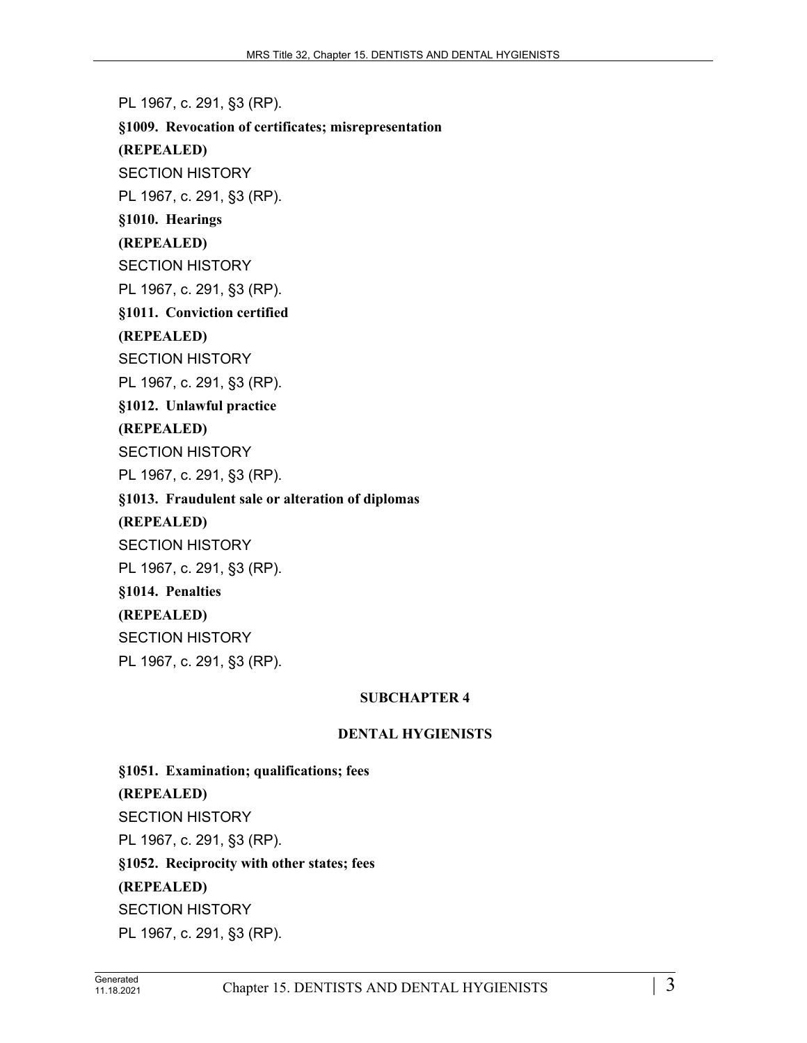PL 1967, c. 291, §3 (RP).

**§1009. Revocation of certificates; misrepresentation**

**(REPEALED)**

SECTION HISTORY

PL 1967, c. 291, §3 (RP).

**§1010. Hearings**

**(REPEALED)**

SECTION HISTORY

PL 1967, c. 291, §3 (RP).

**§1011. Conviction certified**

**(REPEALED)**

SECTION HISTORY

PL 1967, c. 291, §3 (RP).

**§1012. Unlawful practice**

**(REPEALED)**

SECTION HISTORY

PL 1967, c. 291, §3 (RP).

**§1013. Fraudulent sale or alteration of diplomas**

**(REPEALED)**

SECTION HISTORY

PL 1967, c. 291, §3 (RP).

**§1014. Penalties**

**(REPEALED)**

SECTION HISTORY

PL 1967, c. 291, §3 (RP).

## SUBCHAPTER 4

## DENTAL HYGIENISTS

**§1051. Examination; qualifications; fees**

**(REPEALED)**

SECTION HISTORY

PL 1967, c. 291, §3 (RP).

**§1052. Reciprocity with other states; fees**

**(REPEALED)**

SECTION HISTORY

PL 1967, c. 291, §3 (RP).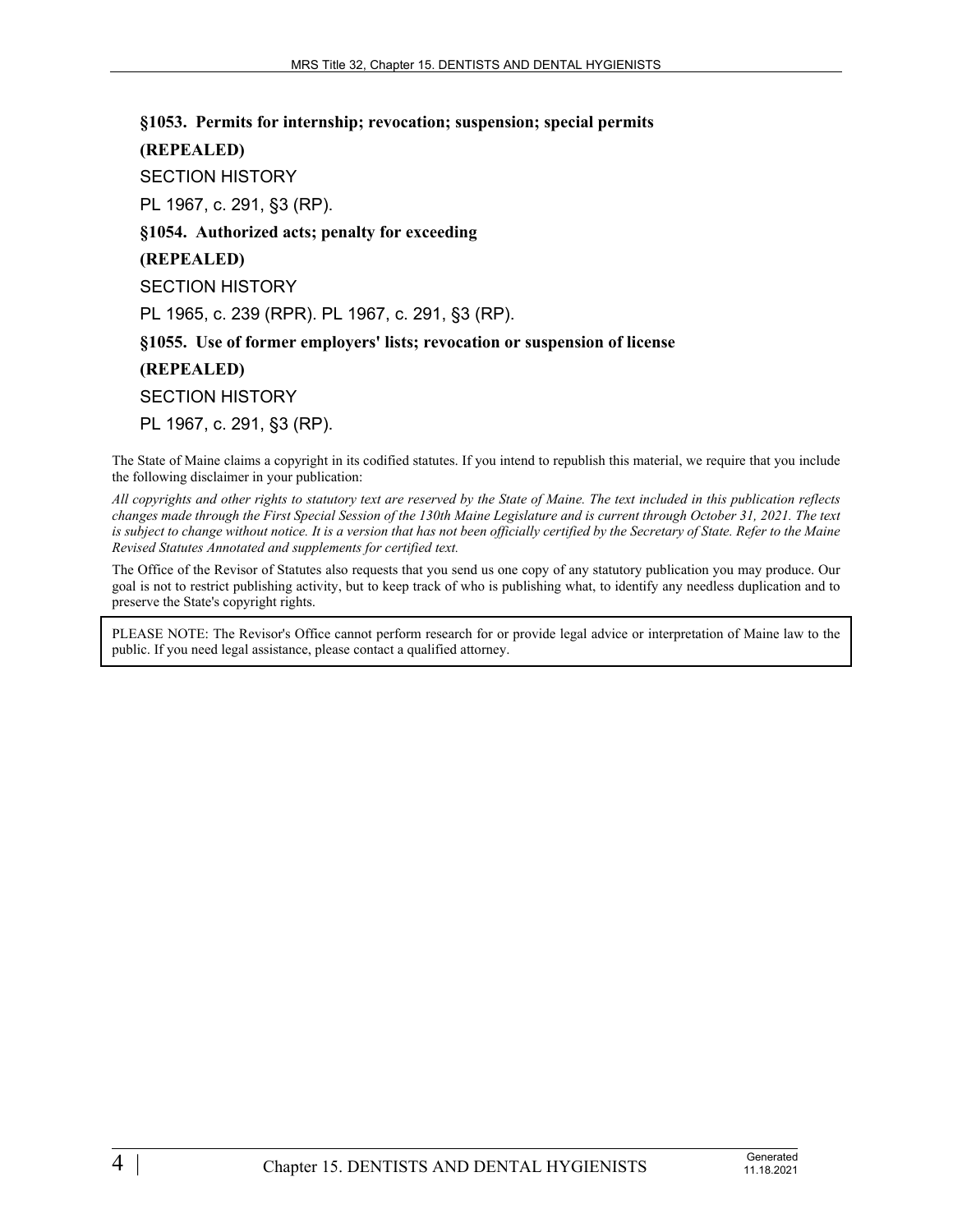### §1053. Permits for internship; revocation; suspension; special permits

**(REPEALED)**

SECTION HISTORY

PL 1967, c. 291, §3 (RP).

### §1054. Authorized acts; penalty for exceeding

**(REPEALED)**

SECTION HISTORY

PL 1965, c. 239 (RPR). PL 1967, c. 291, §3 (RP).

### §1055. Use of former employers' lists; revocation or suspension of license

**(REPEALED)**

SECTION HISTORY

PL 1967, c. 291, §3 (RP).

The State of Maine claims a copyright in its codified statutes. If you intend to republish this material, we require that you include the following disclaimer in your publication:

*All copyrights and other rights to statutory text are reserved by the State of Maine. The text included in this publication reflects changes made through the First Special Session of the 130th Maine Legislature and is current through October 31, 2021. The text is subject to change without notice. It is a version that has not been officially certified by the Secretary of State. Refer to the Maine Revised Statutes Annotated and supplements for certified text.*

The Office of the Revisor of Statutes also requests that you send us one copy of any statutory publication you may produce. Our goal is not to restrict publishing activity, but to keep track of who is publishing what, to identify any needless duplication and to preserve the State's copyright rights.

PLEASE NOTE: The Revisor's Office cannot perform research for or provide legal advice or interpretation of Maine law to the public. If you need legal assistance, please contact a qualified attorney.